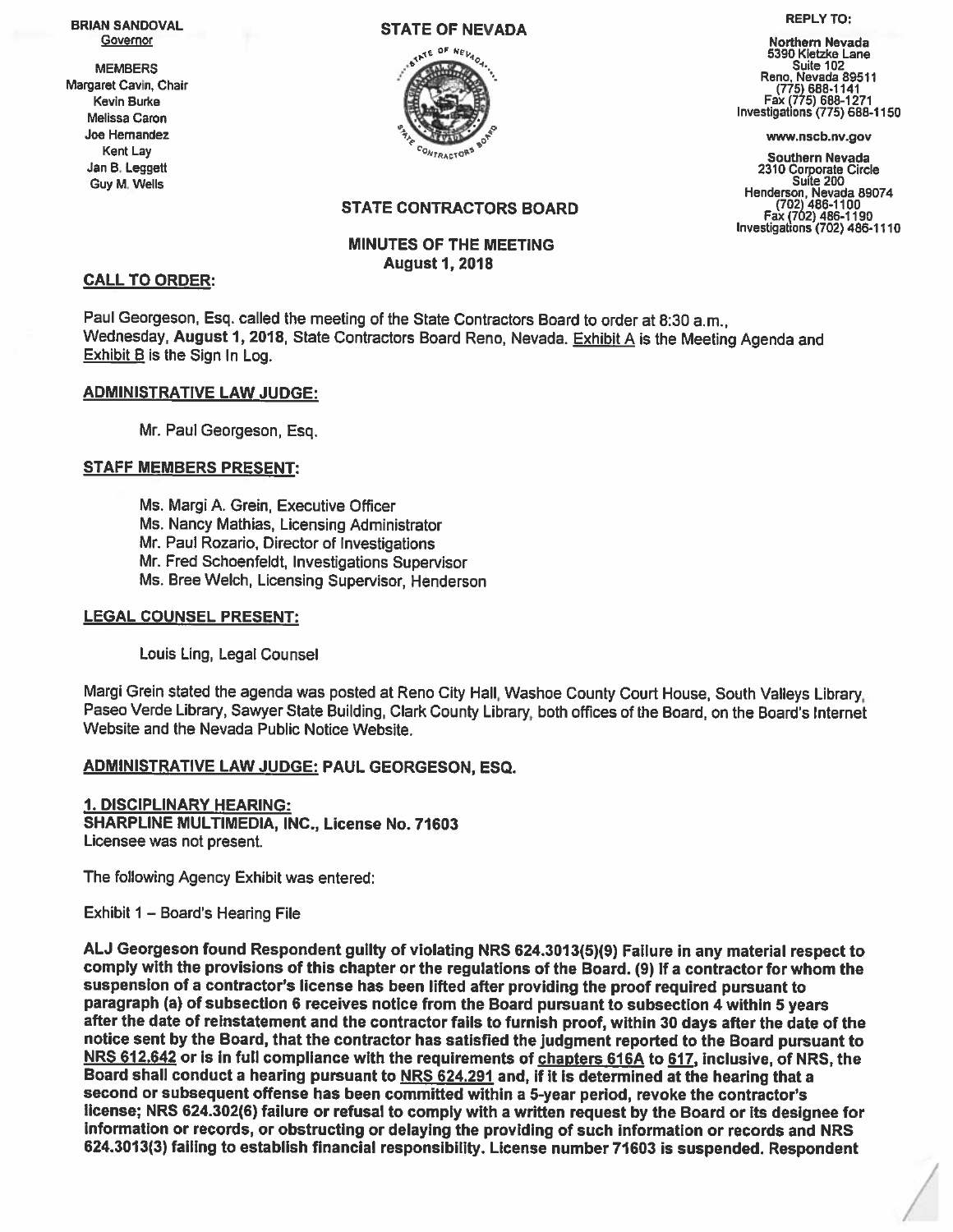**BRIAN SANDOVAL**
Governor

MEMBERS
Margaret Cavin, Chair
Kevin Burke
Melissa Caron
Joe Hernandez
Kent Lay
Jan B. Leggett
Guy M. Wells

**STATE OF NEVADA**

**STATE CONTRACTORS BOARD**

**REPLY TO:**

**Northern Nevada**
5390 Kietzke Lane
Suite 102
Reno, Nevada 89511
(775) 688-1141
Fax (775) 688-1271
Investigations (775) 688-1150

www.nscb.nv.gov

**Southern Nevada**
2310 Corporate Circle
Suite 200
Henderson, Nevada 89074
(702) 486-1100
Fax (702) 486-1190
Investigations (702) 486-1110

**MINUTES OF THE MEETING**
**August 1, 2018**

## CALL TO ORDER:

Paul Georgeson, Esq. called the meeting of the State Contractors Board to order at 8:30 a.m., Wednesday, **August 1, 2018**, State Contractors Board Reno, Nevada. Exhibit A is the Meeting Agenda and Exhibit B is the Sign In Log.

## ADMINISTRATIVE LAW JUDGE:

Mr. Paul Georgeson, Esq.

## STAFF MEMBERS PRESENT:

Ms. Margi A. Grein, Executive Officer
Ms. Nancy Mathias, Licensing Administrator
Mr. Paul Rozario, Director of Investigations
Mr. Fred Schoenfeldt, Investigations Supervisor
Ms. Bree Welch, Licensing Supervisor, Henderson

## LEGAL COUNSEL PRESENT:

Louis Ling, Legal Counsel

Margi Grein stated the agenda was posted at Reno City Hall, Washoe County Court House, South Valleys Library, Paseo Verde Library, Sawyer State Building, Clark County Library, both offices of the Board, on the Board's Internet Website and the Nevada Public Notice Website.

## ADMINISTRATIVE LAW JUDGE: PAUL GEORGESON, ESQ.

**1. DISCIPLINARY HEARING:**
**SHARPLINE MULTIMEDIA, INC., License No. 71603**
Licensee was not present.

The following Agency Exhibit was entered:

Exhibit 1 – Board's Hearing File

**ALJ Georgeson found Respondent guilty of violating NRS 624.3013(5)(9) Failure in any material respect to comply with the provisions of this chapter or the regulations of the Board. (9) If a contractor for whom the suspension of a contractor's license has been lifted after providing the proof required pursuant to paragraph (a) of subsection 6 receives notice from the Board pursuant to subsection 4 within 5 years after the date of reinstatement and the contractor fails to furnish proof, within 30 days after the date of the notice sent by the Board, that the contractor has satisfied the judgment reported to the Board pursuant to NRS 612.642 or is in full compliance with the requirements of chapters 616A to 617, inclusive, of NRS, the Board shall conduct a hearing pursuant to NRS 624.291 and, if it is determined at the hearing that a second or subsequent offense has been committed within a 5-year period, revoke the contractor's license; NRS 624.302(6) failure or refusal to comply with a written request by the Board or its designee for information or records, or obstructing or delaying the providing of such information or records and NRS 624.3013(3) failing to establish financial responsibility. License number 71603 is suspended. Respondent**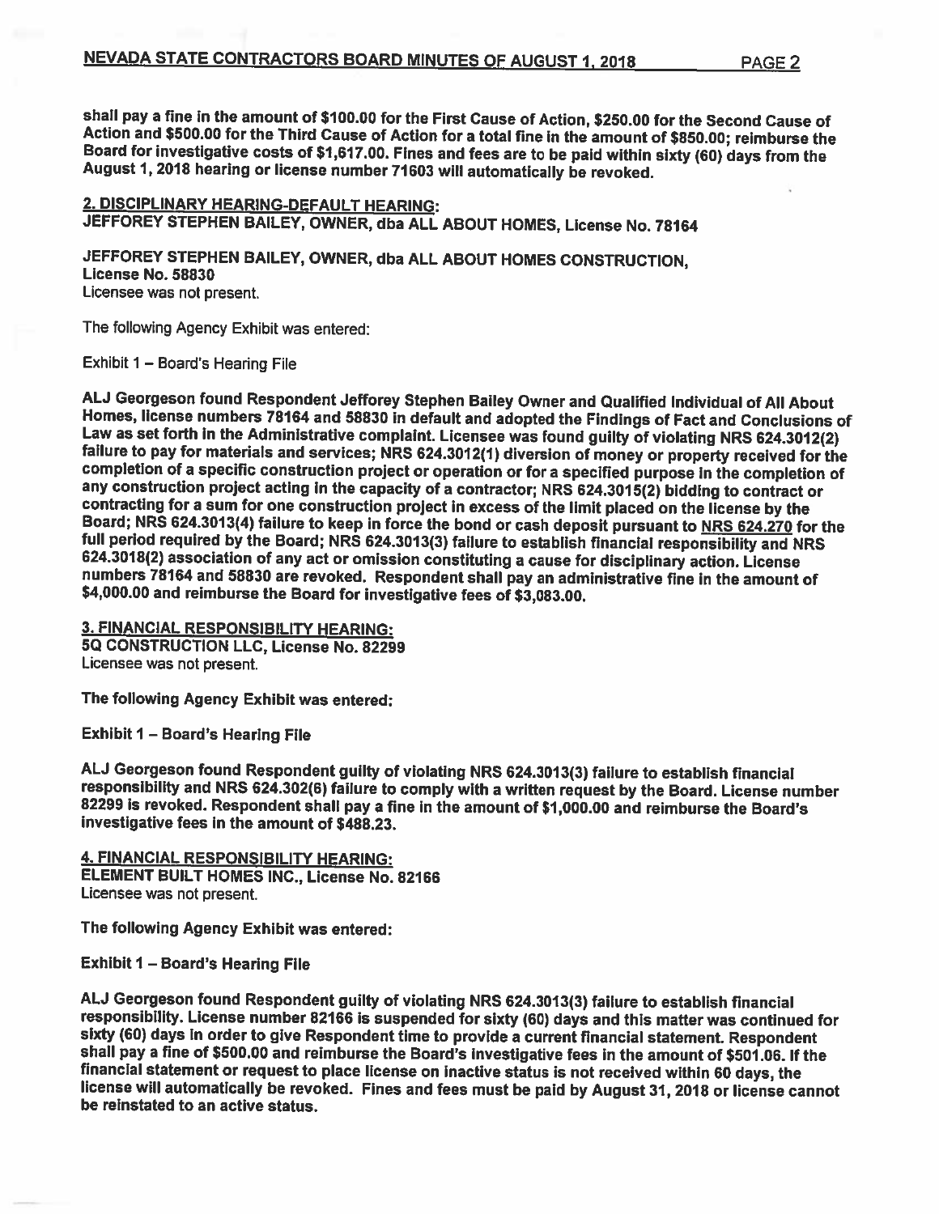shall pay a fine in the amount of $100.00 for the First Cause of Action, $250.00 for the Second Cause of Action and $500.00 for the Third Cause of Action for a total fine in the amount of $850.00; reimburse the Board for investigative costs of $1,617.00. Fines and fees are to be paid within sixty (60) days from the August 1, 2018 hearing or license number 71603 will automatically be revoked.

**2. DISCIPLINARY HEARING-DEFAULT HEARING:**
**JEFFOREY STEPHEN BAILEY, OWNER, dba ALL ABOUT HOMES, License No. 78164**

**JEFFOREY STEPHEN BAILEY, OWNER, dba ALL ABOUT HOMES CONSTRUCTION, License No. 58830**
Licensee was not present.

The following Agency Exhibit was entered:

Exhibit 1 – Board's Hearing File

**ALJ Georgeson found Respondent Jefforey Stephen Bailey Owner and Qualified Individual of All About Homes, license numbers 78164 and 58830 in default and adopted the Findings of Fact and Conclusions of Law as set forth in the Administrative complaint. Licensee was found guilty of violating NRS 624.3012(2) failure to pay for materials and services; NRS 624.3012(1) diversion of money or property received for the completion of a specific construction project or operation or for a specified purpose in the completion of any construction project acting in the capacity of a contractor; NRS 624.3015(2) bidding to contract or contracting for a sum for one construction project in excess of the limit placed on the license by the Board; NRS 624.3013(4) failure to keep in force the bond or cash deposit pursuant to NRS 624.270 for the full period required by the Board; NRS 624.3013(3) failure to establish financial responsibility and NRS 624.3018(2) association of any act or omission constituting a cause for disciplinary action. License numbers 78164 and 58830 are revoked. Respondent shall pay an administrative fine in the amount of $4,000.00 and reimburse the Board for investigative fees of $3,083.00.**

**3. FINANCIAL RESPONSIBILITY HEARING:**
**5Q CONSTRUCTION LLC, License No. 82299**
Licensee was not present.

**The following Agency Exhibit was entered:**

**Exhibit 1 – Board's Hearing File**

**ALJ Georgeson found Respondent guilty of violating NRS 624.3013(3) failure to establish financial responsibility and NRS 624.302(6) failure to comply with a written request by the Board. License number 82299 is revoked. Respondent shall pay a fine in the amount of $1,000.00 and reimburse the Board's investigative fees in the amount of $488.23.**

**4. FINANCIAL RESPONSIBILITY HEARING:**
**ELEMENT BUILT HOMES INC., License No. 82166**
Licensee was not present.

**The following Agency Exhibit was entered:**

**Exhibit 1 – Board's Hearing File**

**ALJ Georgeson found Respondent guilty of violating NRS 624.3013(3) failure to establish financial responsibility. License number 82166 is suspended for sixty (60) days and this matter was continued for sixty (60) days in order to give Respondent time to provide a current financial statement. Respondent shall pay a fine of $500.00 and reimburse the Board's investigative fees in the amount of $501.06. If the financial statement or request to place license on inactive status is not received within 60 days, the license will automatically be revoked. Fines and fees must be paid by August 31, 2018 or license cannot be reinstated to an active status.**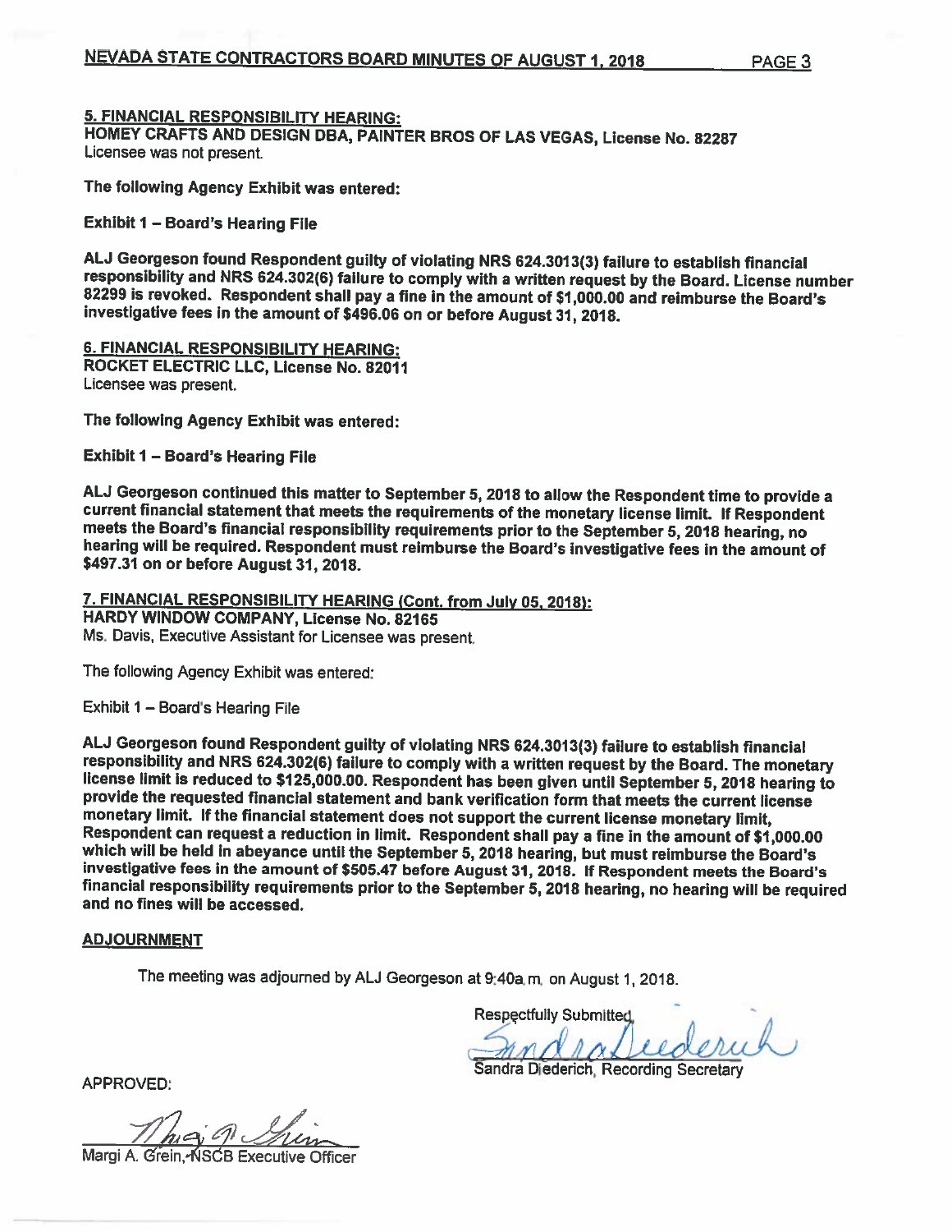### 5. FINANCIAL RESPONSIBILITY HEARING:

**HOMEY CRAFTS AND DESIGN DBA, PAINTER BROS OF LAS VEGAS, License No. 82287**
Licensee was not present.

**The following Agency Exhibit was entered:**

**Exhibit 1 – Board's Hearing File**

**ALJ Georgeson found Respondent guilty of violating NRS 624.3013(3) failure to establish financial responsibility and NRS 624.302(6) failure to comply with a written request by the Board. License number 82299 is revoked. Respondent shall pay a fine in the amount of $1,000.00 and reimburse the Board's investigative fees in the amount of $496.06 on or before August 31, 2018.**

### 6. FINANCIAL RESPONSIBILITY HEARING:

**ROCKET ELECTRIC LLC, License No. 82011**
Licensee was present.

**The following Agency Exhibit was entered:**

**Exhibit 1 – Board's Hearing File**

**ALJ Georgeson continued this matter to September 5, 2018 to allow the Respondent time to provide a current financial statement that meets the requirements of the monetary license limit. If Respondent meets the Board's financial responsibility requirements prior to the September 5, 2018 hearing, no hearing will be required. Respondent must reimburse the Board's investigative fees in the amount of $497.31 on or before August 31, 2018.**

### 7. FINANCIAL RESPONSIBILITY HEARING (Cont. from July 05, 2018):

**HARDY WINDOW COMPANY, License No. 82165**
Ms. Davis, Executive Assistant for Licensee was present.

The following Agency Exhibit was entered:

Exhibit 1 – Board's Hearing File

**ALJ Georgeson found Respondent guilty of violating NRS 624.3013(3) failure to establish financial responsibility and NRS 624.302(6) failure to comply with a written request by the Board. The monetary license limit is reduced to $125,000.00. Respondent has been given until September 5, 2018 hearing to provide the requested financial statement and bank verification form that meets the current license monetary limit. If the financial statement does not support the current license monetary limit, Respondent can request a reduction in limit. Respondent shall pay a fine in the amount of $1,000.00 which will be held in abeyance until the September 5, 2018 hearing, but must reimburse the Board's investigative fees in the amount of $505.47 before August 31, 2018. If Respondent meets the Board's financial responsibility requirements prior to the September 5, 2018 hearing, no hearing will be required and no fines will be accessed.**

### ADJOURNMENT

The meeting was adjourned by ALJ Georgeson at 9:40a.m. on August 1, 2018.

Respectfully Submitted,

Sandra Diederich, Recording Secretary

APPROVED:

Margi A. Grein, NSCB Executive Officer